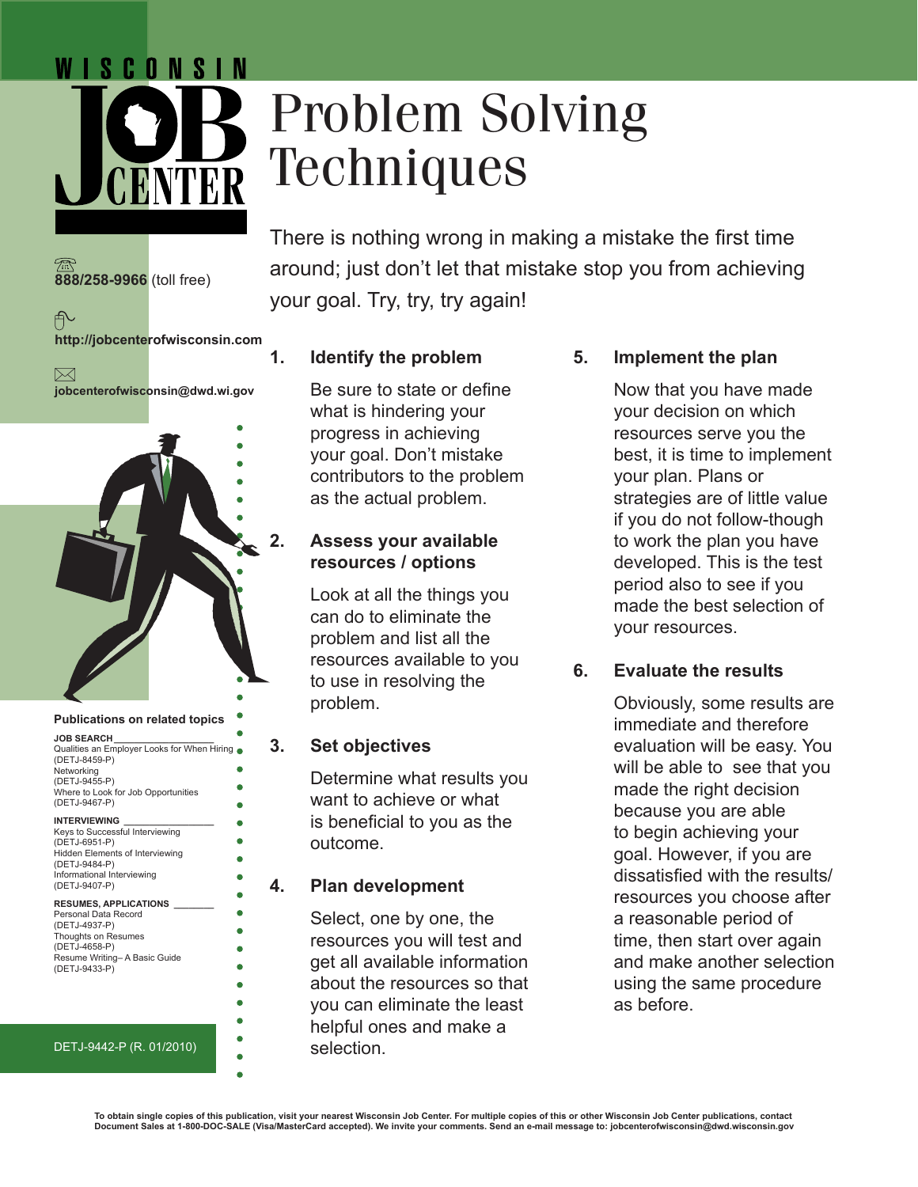WISCONSIN JOB CENTER

# Problem Solving Techniques

888/258-9966 (toll free)

http://jobcenterofwisconsin.com

jobcenterofwisconsin@dwd.wi.gov

There is nothing wrong in making a mistake the first time around; just don't let that mistake stop you from achieving your goal. Try, try, try again!

## 1. Identify the problem

Be sure to state or define what is hindering your progress in achieving your goal. Don't mistake contributors to the problem as the actual problem.

## 2. Assess your available resources / options

Look at all the things you can do to eliminate the problem and list all the resources available to you to use in resolving the problem.

## 3. Set objectives

Determine what results you want to achieve or what is beneficial to you as the outcome.

## 4. Plan development

Select, one by one, the resources you will test and get all available information about the resources so that you can eliminate the least helpful ones and make a selection.

## 5. Implement the plan

Now that you have made your decision on which resources serve you the best, it is time to implement your plan. Plans or strategies are of little value if you do not follow-though to work the plan you have developed. This is the test period also to see if you made the best selection of your resources.

## 6. Evaluate the results

Obviously, some results are immediate and therefore evaluation will be easy. You will be able to see that you made the right decision because you are able to begin achieving your goal. However, if you are dissatisfied with the results/ resources you choose after a reasonable period of time, then start over again and make another selection using the same procedure as before.

### Publications on related topics

**JOB SEARCH**

- Qualities an Employer Looks for When Hiring (DETJ-8459-P)
- Networking (DETJ-9455-P)
- Where to Look for Job Opportunities (DETJ-9467-P)

**INTERVIEWING**

- Keys to Successful Interviewing (DETJ-6951-P)
- Hidden Elements of Interviewing (DETJ-9484-P)
- Informational Interviewing (DETJ-9407-P)

**RESUMES, APPLICATIONS**

- Personal Data Record (DETJ-4937-P)
- Thoughts on Resumes (DETJ-4658-P)
- Resume Writing– A Basic Guide (DETJ-9433-P)

DETJ-9442-P (R. 01/2010)

**To obtain single copies of this publication, visit your nearest Wisconsin Job Center. For multiple copies of this or other Wisconsin Job Center publications, contact Document Sales at 1-800-DOC-SALE (Visa/MasterCard accepted). We invite your comments. Send an e-mail message to: jobcenterofwisconsin@dwd.wisconsin.gov**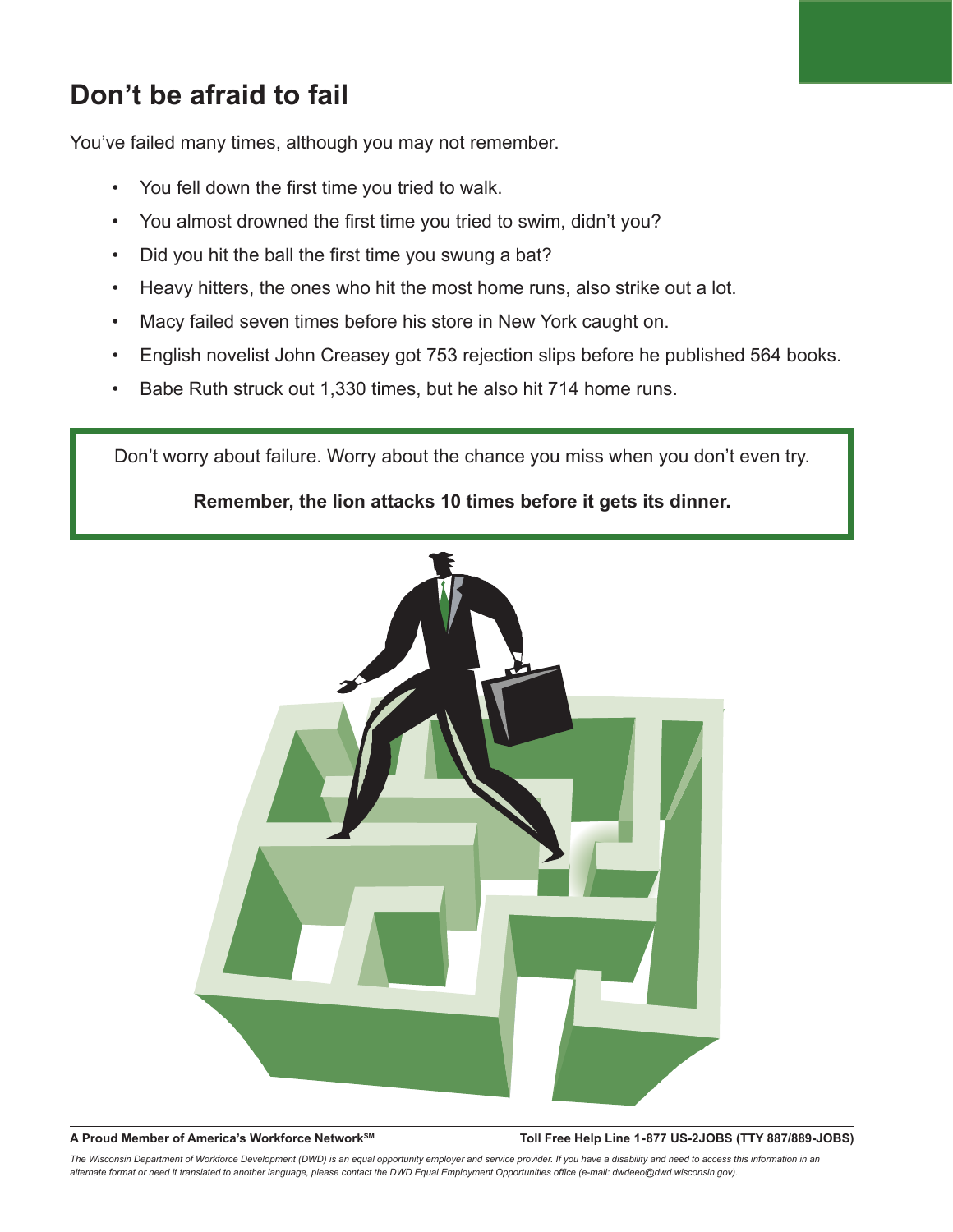## Don't be afraid to fail

You've failed many times, although you may not remember.

- You fell down the first time you tried to walk.
- You almost drowned the first time you tried to swim, didn't you?
- Did you hit the ball the first time you swung a bat?
- Heavy hitters, the ones who hit the most home runs, also strike out a lot.
- Macy failed seven times before his store in New York caught on.
- English novelist John Creasey got 753 rejection slips before he published 564 books.
- Babe Ruth struck out 1,330 times, but he also hit 714 home runs.

Don't worry about failure. Worry about the chance you miss when you don't even try.

**Remember, the lion attacks 10 times before it gets its dinner.**

**A Proud Member of America's Workforce Network**SM

**Toll Free Help Line 1-877 US-2JOBS (TTY 887/889-JOBS)**

*The Wisconsin Department of Workforce Development (DWD) is an equal opportunity employer and service provider. If you have a disability and need to access this information in an alternate format or need it translated to another language, please contact the DWD Equal Employment Opportunities office (e-mail: dwdeeo@dwd.wisconsin.gov).*